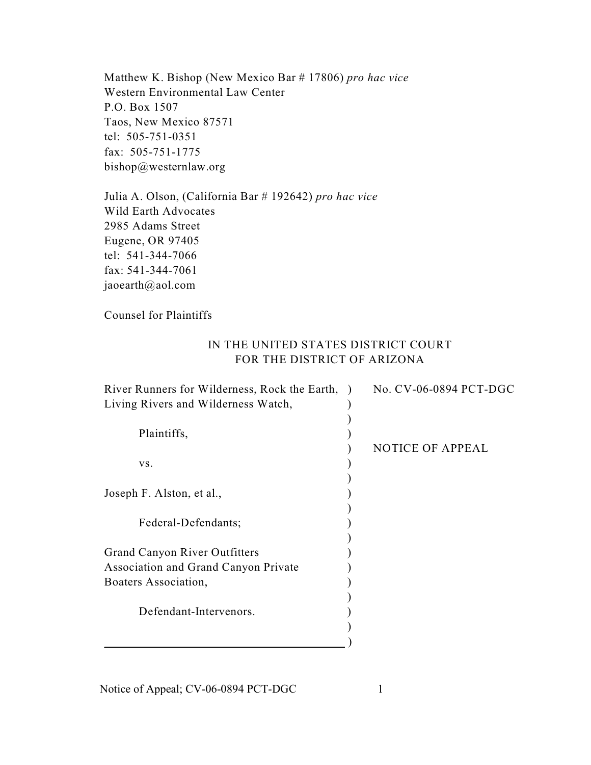Matthew K. Bishop (New Mexico Bar # 17806) *pro hac vice*
Western Environmental Law Center
P.O. Box 1507
Taos, New Mexico 87571
tel: 505-751-0351
fax: 505-751-1775
bishop@westernlaw.org

Julia A. Olson, (California Bar # 192642) *pro hac vice*
Wild Earth Advocates
2985 Adams Street
Eugene, OR 97405
tel: 541-344-7066
fax: 541-344-7061
jaoearth@aol.com

Counsel for Plaintiffs

IN THE UNITED STATES DISTRICT COURT
FOR THE DISTRICT OF ARIZONA

| | |
|---|---|
| River Runners for Wilderness, Rock the Earth, Living Rivers and Wilderness Watch,<br><br>Plaintiffs,<br><br>vs.<br><br>Joseph F. Alston, et al.,<br><br>Federal-Defendants;<br><br>Grand Canyon River Outfitters Association and Grand Canyon Private Boaters Association,<br><br>Defendant-Intervenors. | No. CV-06-0894 PCT-DGC<br><br>NOTICE OF APPEAL |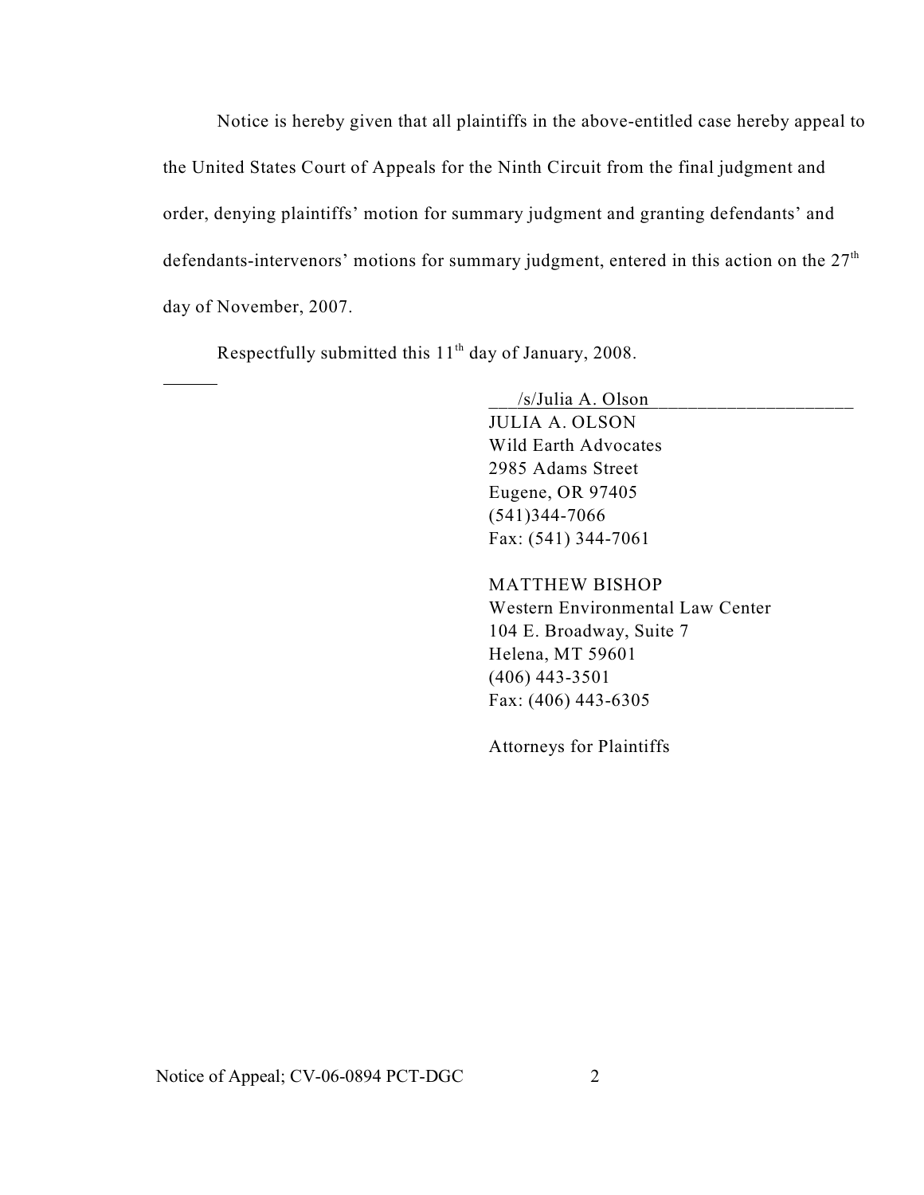Notice is hereby given that all plaintiffs in the above-entitled case hereby appeal to the United States Court of Appeals for the Ninth Circuit from the final judgment and order, denying plaintiffs' motion for summary judgment and granting defendants' and defendants-intervenors' motions for summary judgment, entered in this action on the 27th day of November, 2007.

Respectfully submitted this 11th day of January, 2008.

/s/Julia A. Olson
JULIA A. OLSON
Wild Earth Advocates
2985 Adams Street
Eugene, OR 97405
(541)344-7066
Fax: (541) 344-7061

MATTHEW BISHOP
Western Environmental Law Center
104 E. Broadway, Suite 7
Helena, MT 59601
(406) 443-3501
Fax: (406) 443-6305

Attorneys for Plaintiffs